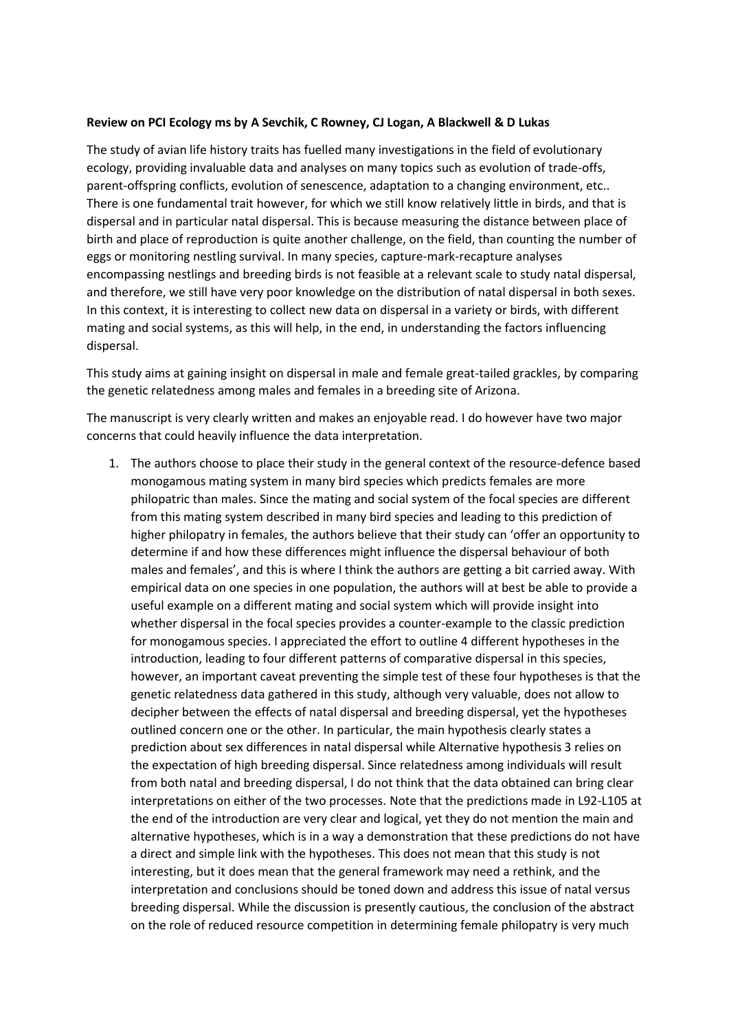**Review on PCI Ecology ms by A Sevchik, C Rowney, CJ Logan, A Blackwell & D Lukas**

The study of avian life history traits has fuelled many investigations in the field of evolutionary ecology, providing invaluable data and analyses on many topics such as evolution of trade-offs, parent-offspring conflicts, evolution of senescence, adaptation to a changing environment, etc.. There is one fundamental trait however, for which we still know relatively little in birds, and that is dispersal and in particular natal dispersal. This is because measuring the distance between place of birth and place of reproduction is quite another challenge, on the field, than counting the number of eggs or monitoring nestling survival. In many species, capture-mark-recapture analyses encompassing nestlings and breeding birds is not feasible at a relevant scale to study natal dispersal, and therefore, we still have very poor knowledge on the distribution of natal dispersal in both sexes. In this context, it is interesting to collect new data on dispersal in a variety or birds, with different mating and social systems, as this will help, in the end, in understanding the factors influencing dispersal.

This study aims at gaining insight on dispersal in male and female great-tailed grackles, by comparing the genetic relatedness among males and females in a breeding site of Arizona.

The manuscript is very clearly written and makes an enjoyable read. I do however have two major concerns that could heavily influence the data interpretation.

1. The authors choose to place their study in the general context of the resource-defence based monogamous mating system in many bird species which predicts females are more philopatric than males. Since the mating and social system of the focal species are different from this mating system described in many bird species and leading to this prediction of higher philopatry in females, the authors believe that their study can 'offer an opportunity to determine if and how these differences might influence the dispersal behaviour of both males and females', and this is where I think the authors are getting a bit carried away. With empirical data on one species in one population, the authors will at best be able to provide a useful example on a different mating and social system which will provide insight into whether dispersal in the focal species provides a counter-example to the classic prediction for monogamous species. I appreciated the effort to outline 4 different hypotheses in the introduction, leading to four different patterns of comparative dispersal in this species, however, an important caveat preventing the simple test of these four hypotheses is that the genetic relatedness data gathered in this study, although very valuable, does not allow to decipher between the effects of natal dispersal and breeding dispersal, yet the hypotheses outlined concern one or the other. In particular, the main hypothesis clearly states a prediction about sex differences in natal dispersal while Alternative hypothesis 3 relies on the expectation of high breeding dispersal. Since relatedness among individuals will result from both natal and breeding dispersal, I do not think that the data obtained can bring clear interpretations on either of the two processes. Note that the predictions made in L92-L105 at the end of the introduction are very clear and logical, yet they do not mention the main and alternative hypotheses, which is in a way a demonstration that these predictions do not have a direct and simple link with the hypotheses. This does not mean that this study is not interesting, but it does mean that the general framework may need a rethink, and the interpretation and conclusions should be toned down and address this issue of natal versus breeding dispersal. While the discussion is presently cautious, the conclusion of the abstract on the role of reduced resource competition in determining female philopatry is very much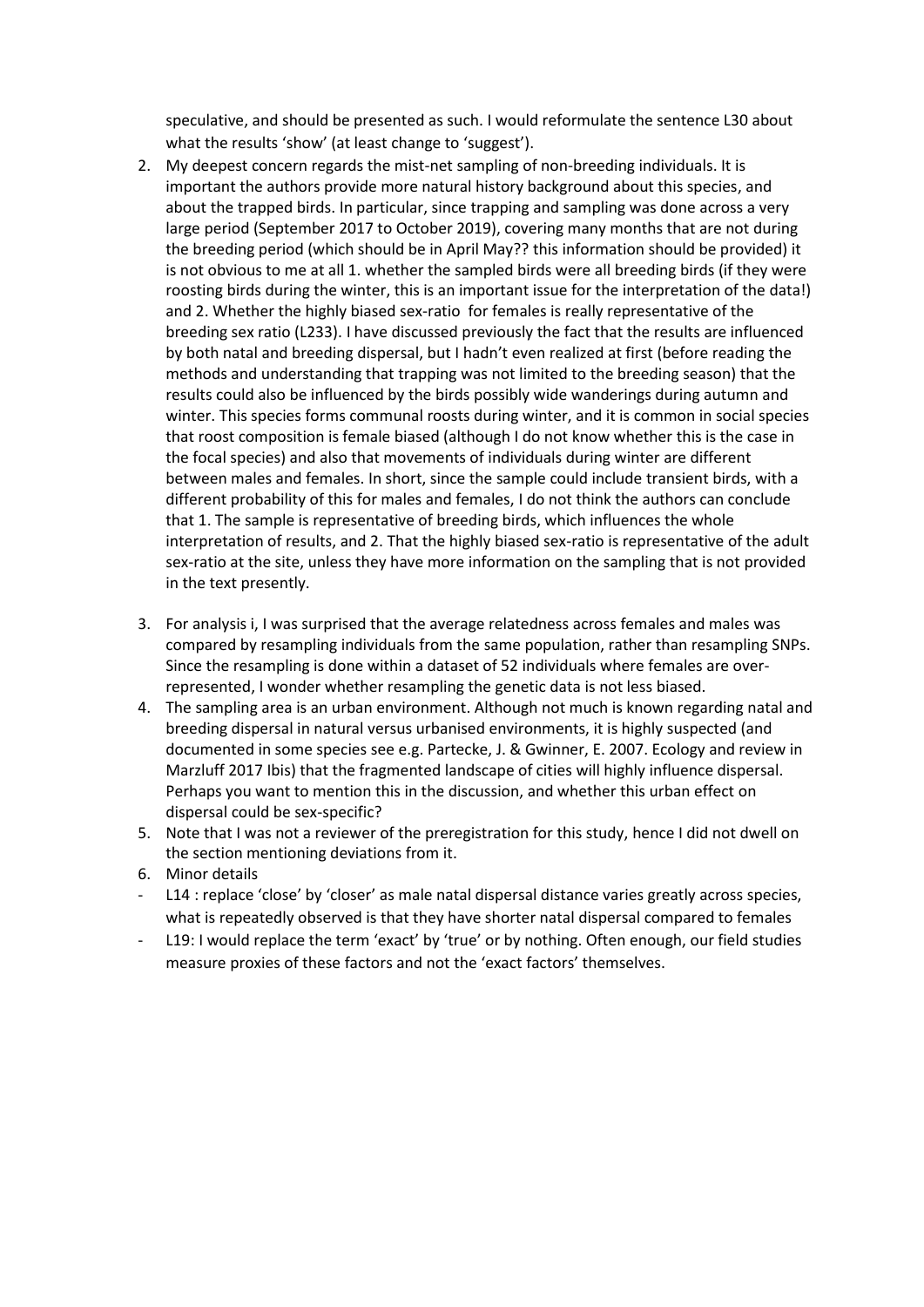speculative, and should be presented as such. I would reformulate the sentence L30 about what the results 'show' (at least change to 'suggest').

2. My deepest concern regards the mist-net sampling of non-breeding individuals. It is important the authors provide more natural history background about this species, and about the trapped birds. In particular, since trapping and sampling was done across a very large period (September 2017 to October 2019), covering many months that are not during the breeding period (which should be in April May?? this information should be provided) it is not obvious to me at all 1. whether the sampled birds were all breeding birds (if they were roosting birds during the winter, this is an important issue for the interpretation of the data!) and 2. Whether the highly biased sex-ratio for females is really representative of the breeding sex ratio (L233). I have discussed previously the fact that the results are influenced by both natal and breeding dispersal, but I hadn't even realized at first (before reading the methods and understanding that trapping was not limited to the breeding season) that the results could also be influenced by the birds possibly wide wanderings during autumn and winter. This species forms communal roosts during winter, and it is common in social species that roost composition is female biased (although I do not know whether this is the case in the focal species) and also that movements of individuals during winter are different between males and females. In short, since the sample could include transient birds, with a different probability of this for males and females, I do not think the authors can conclude that 1. The sample is representative of breeding birds, which influences the whole interpretation of results, and 2. That the highly biased sex-ratio is representative of the adult sex-ratio at the site, unless they have more information on the sampling that is not provided in the text presently.

3. For analysis i, I was surprised that the average relatedness across females and males was compared by resampling individuals from the same population, rather than resampling SNPs. Since the resampling is done within a dataset of 52 individuals where females are over-represented, I wonder whether resampling the genetic data is not less biased.
4. The sampling area is an urban environment. Although not much is known regarding natal and breeding dispersal in natural versus urbanised environments, it is highly suspected (and documented in some species see e.g. Partecke, J. & Gwinner, E. 2007. Ecology and review in Marzluff 2017 Ibis) that the fragmented landscape of cities will highly influence dispersal. Perhaps you want to mention this in the discussion, and whether this urban effect on dispersal could be sex-specific?
5. Note that I was not a reviewer of the preregistration for this study, hence I did not dwell on the section mentioning deviations from it.
6. Minor details

- L14 : replace 'close' by 'closer' as male natal dispersal distance varies greatly across species, what is repeatedly observed is that they have shorter natal dispersal compared to females
- L19: I would replace the term 'exact' by 'true' or by nothing. Often enough, our field studies measure proxies of these factors and not the 'exact factors' themselves.